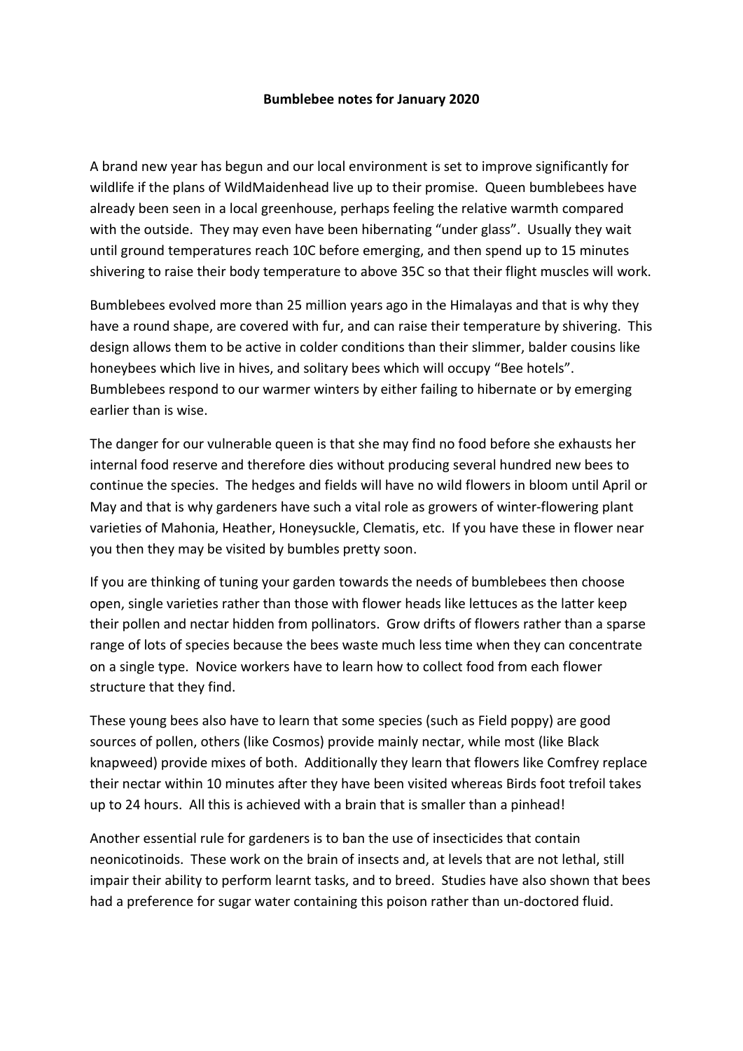**Bumblebee notes for January 2020**

A brand new year has begun and our local environment is set to improve significantly for wildlife if the plans of WildMaidenhead live up to their promise. Queen bumblebees have already been seen in a local greenhouse, perhaps feeling the relative warmth compared with the outside. They may even have been hibernating "under glass". Usually they wait until ground temperatures reach 10C before emerging, and then spend up to 15 minutes shivering to raise their body temperature to above 35C so that their flight muscles will work.

Bumblebees evolved more than 25 million years ago in the Himalayas and that is why they have a round shape, are covered with fur, and can raise their temperature by shivering. This design allows them to be active in colder conditions than their slimmer, balder cousins like honeybees which live in hives, and solitary bees which will occupy "Bee hotels". Bumblebees respond to our warmer winters by either failing to hibernate or by emerging earlier than is wise.

The danger for our vulnerable queen is that she may find no food before she exhausts her internal food reserve and therefore dies without producing several hundred new bees to continue the species. The hedges and fields will have no wild flowers in bloom until April or May and that is why gardeners have such a vital role as growers of winter-flowering plant varieties of Mahonia, Heather, Honeysuckle, Clematis, etc. If you have these in flower near you then they may be visited by bumbles pretty soon.

If you are thinking of tuning your garden towards the needs of bumblebees then choose open, single varieties rather than those with flower heads like lettuces as the latter keep their pollen and nectar hidden from pollinators. Grow drifts of flowers rather than a sparse range of lots of species because the bees waste much less time when they can concentrate on a single type. Novice workers have to learn how to collect food from each flower structure that they find.

These young bees also have to learn that some species (such as Field poppy) are good sources of pollen, others (like Cosmos) provide mainly nectar, while most (like Black knapweed) provide mixes of both. Additionally they learn that flowers like Comfrey replace their nectar within 10 minutes after they have been visited whereas Birds foot trefoil takes up to 24 hours. All this is achieved with a brain that is smaller than a pinhead!

Another essential rule for gardeners is to ban the use of insecticides that contain neonicotinoids. These work on the brain of insects and, at levels that are not lethal, still impair their ability to perform learnt tasks, and to breed. Studies have also shown that bees had a preference for sugar water containing this poison rather than un-doctored fluid.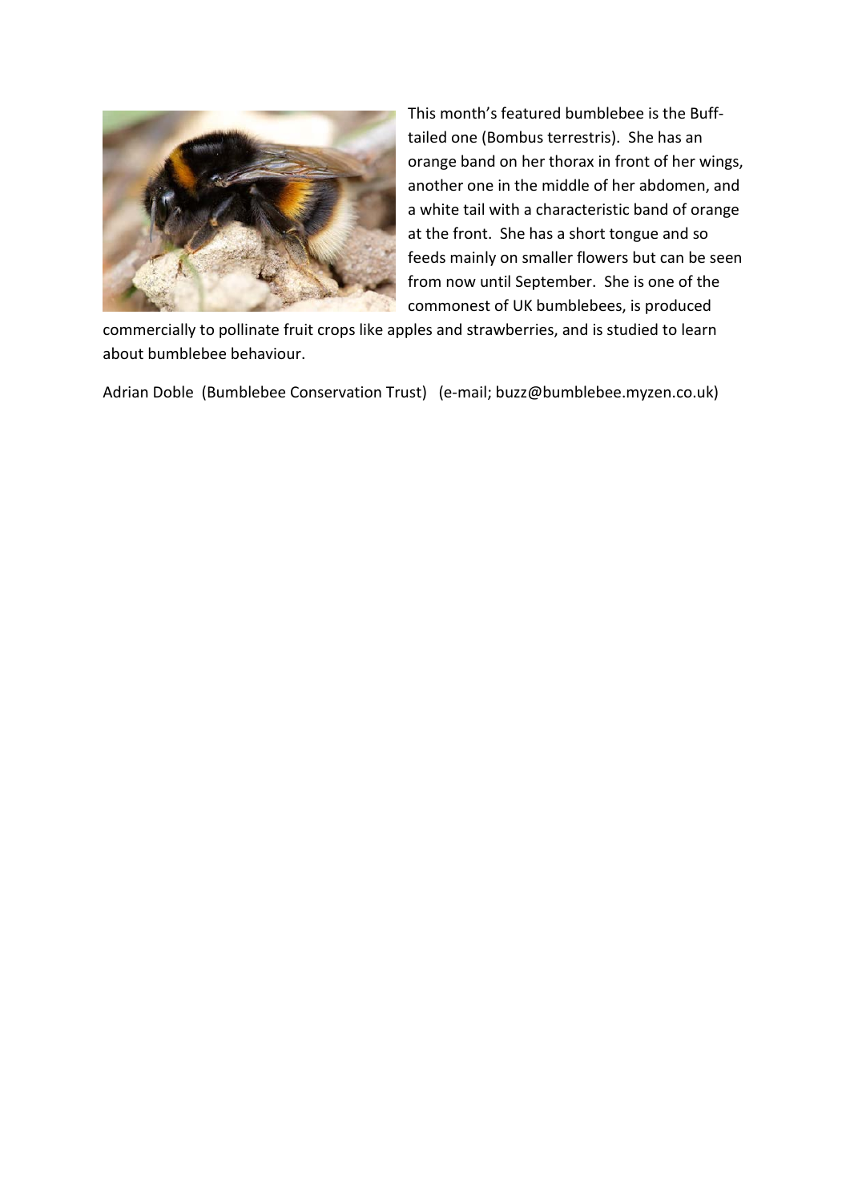This month's featured bumblebee is the Buff-tailed one (Bombus terrestris). She has an orange band on her thorax in front of her wings, another one in the middle of her abdomen, and a white tail with a characteristic band of orange at the front. She has a short tongue and so feeds mainly on smaller flowers but can be seen from now until September. She is one of the commonest of UK bumblebees, is produced commercially to pollinate fruit crops like apples and strawberries, and is studied to learn about bumblebee behaviour.

Adrian Doble (Bumblebee Conservation Trust) (e-mail; buzz@bumblebee.myzen.co.uk)